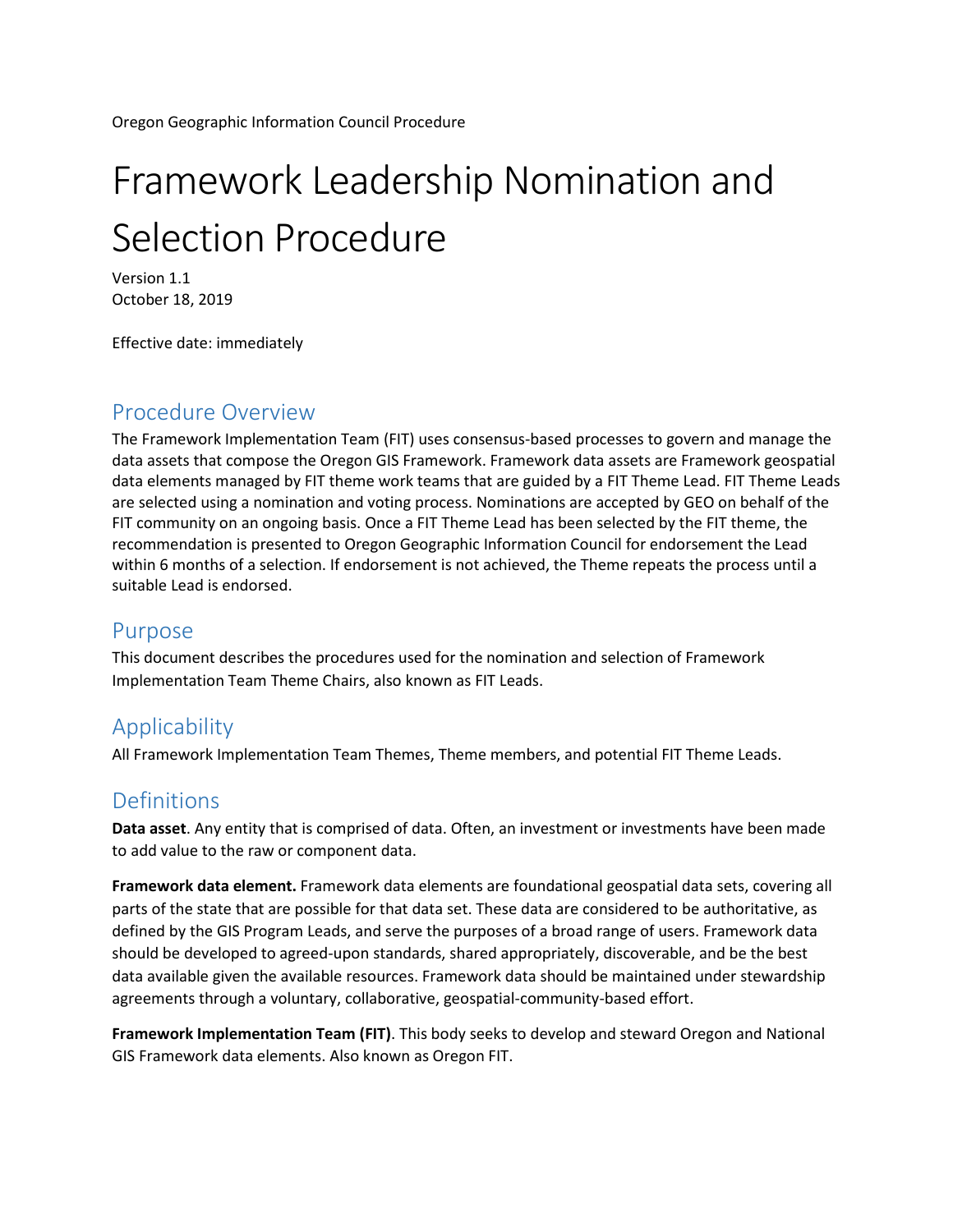Oregon Geographic Information Council Procedure

# Framework Leadership Nomination and Selection Procedure

Version 1.1
October 18, 2019

Effective date: immediately

## Procedure Overview

The Framework Implementation Team (FIT) uses consensus-based processes to govern and manage the data assets that compose the Oregon GIS Framework. Framework data assets are Framework geospatial data elements managed by FIT theme work teams that are guided by a FIT Theme Lead. FIT Theme Leads are selected using a nomination and voting process. Nominations are accepted by GEO on behalf of the FIT community on an ongoing basis. Once a FIT Theme Lead has been selected by the FIT theme, the recommendation is presented to Oregon Geographic Information Council for endorsement the Lead within 6 months of a selection. If endorsement is not achieved, the Theme repeats the process until a suitable Lead is endorsed.

## Purpose

This document describes the procedures used for the nomination and selection of Framework Implementation Team Theme Chairs, also known as FIT Leads.

## Applicability

All Framework Implementation Team Themes, Theme members, and potential FIT Theme Leads.

## Definitions

**Data asset**. Any entity that is comprised of data. Often, an investment or investments have been made to add value to the raw or component data.

**Framework data element.** Framework data elements are foundational geospatial data sets, covering all parts of the state that are possible for that data set. These data are considered to be authoritative, as defined by the GIS Program Leads, and serve the purposes of a broad range of users. Framework data should be developed to agreed-upon standards, shared appropriately, discoverable, and be the best data available given the available resources. Framework data should be maintained under stewardship agreements through a voluntary, collaborative, geospatial-community-based effort.

**Framework Implementation Team (FIT)**. This body seeks to develop and steward Oregon and National GIS Framework data elements. Also known as Oregon FIT.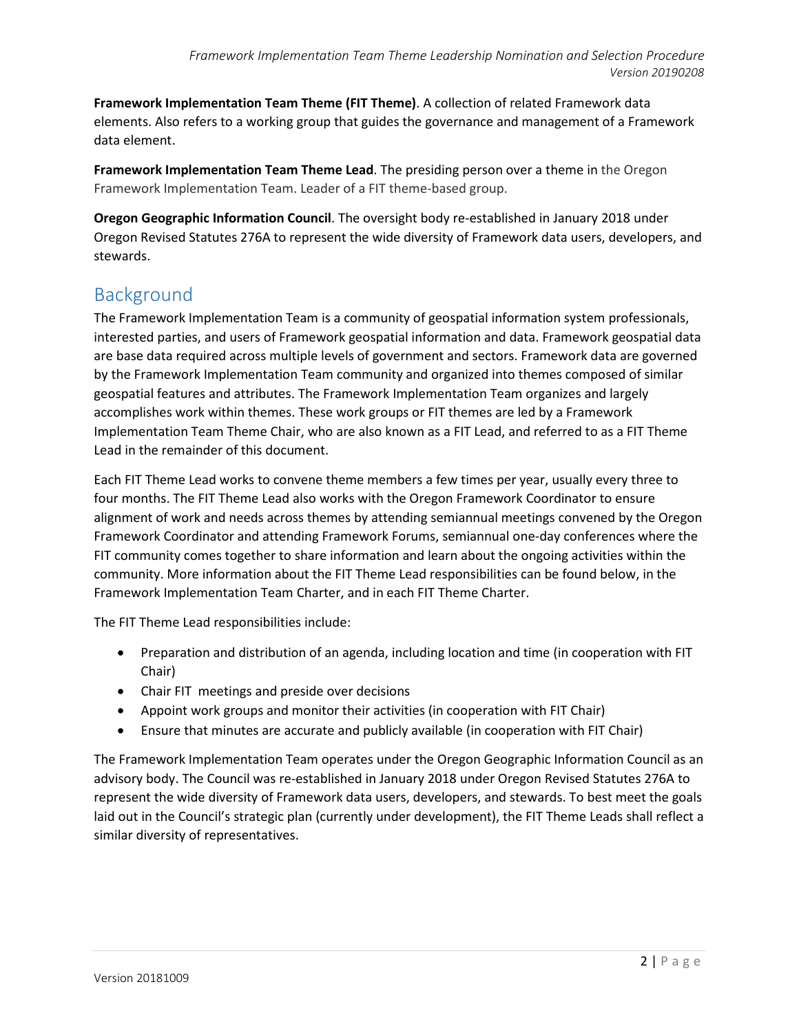**Framework Implementation Team Theme (FIT Theme)**. A collection of related Framework data elements. Also refers to a working group that guides the governance and management of a Framework data element.

**Framework Implementation Team Theme Lead**. The presiding person over a theme in the Oregon Framework Implementation Team. Leader of a FIT theme-based group.

**Oregon Geographic Information Council**. The oversight body re-established in January 2018 under Oregon Revised Statutes 276A to represent the wide diversity of Framework data users, developers, and stewards.

## Background

The Framework Implementation Team is a community of geospatial information system professionals, interested parties, and users of Framework geospatial information and data. Framework geospatial data are base data required across multiple levels of government and sectors. Framework data are governed by the Framework Implementation Team community and organized into themes composed of similar geospatial features and attributes. The Framework Implementation Team organizes and largely accomplishes work within themes. These work groups or FIT themes are led by a Framework Implementation Team Theme Chair, who are also known as a FIT Lead, and referred to as a FIT Theme Lead in the remainder of this document.

Each FIT Theme Lead works to convene theme members a few times per year, usually every three to four months. The FIT Theme Lead also works with the Oregon Framework Coordinator to ensure alignment of work and needs across themes by attending semiannual meetings convened by the Oregon Framework Coordinator and attending Framework Forums, semiannual one-day conferences where the FIT community comes together to share information and learn about the ongoing activities within the community. More information about the FIT Theme Lead responsibilities can be found below, in the Framework Implementation Team Charter, and in each FIT Theme Charter.

The FIT Theme Lead responsibilities include:

- Preparation and distribution of an agenda, including location and time (in cooperation with FIT Chair)
- Chair FIT meetings and preside over decisions
- Appoint work groups and monitor their activities (in cooperation with FIT Chair)
- Ensure that minutes are accurate and publicly available (in cooperation with FIT Chair)

The Framework Implementation Team operates under the Oregon Geographic Information Council as an advisory body. The Council was re-established in January 2018 under Oregon Revised Statutes 276A to represent the wide diversity of Framework data users, developers, and stewards. To best meet the goals laid out in the Council's strategic plan (currently under development), the FIT Theme Leads shall reflect a similar diversity of representatives.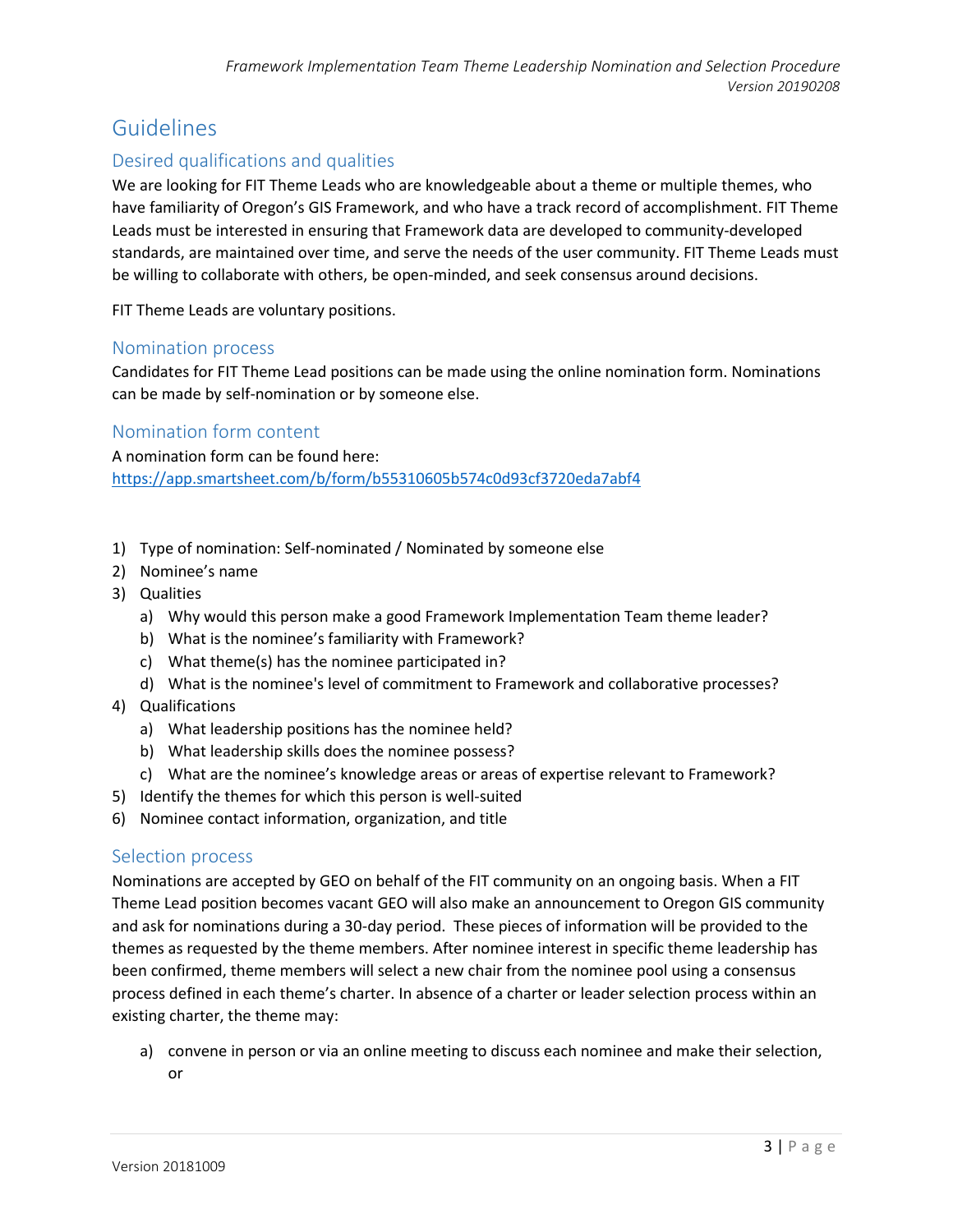# Guidelines

## Desired qualifications and qualities

We are looking for FIT Theme Leads who are knowledgeable about a theme or multiple themes, who have familiarity of Oregon's GIS Framework, and who have a track record of accomplishment. FIT Theme Leads must be interested in ensuring that Framework data are developed to community-developed standards, are maintained over time, and serve the needs of the user community. FIT Theme Leads must be willing to collaborate with others, be open-minded, and seek consensus around decisions.

FIT Theme Leads are voluntary positions.

## Nomination process

Candidates for FIT Theme Lead positions can be made using the online nomination form. Nominations can be made by self-nomination or by someone else.

## Nomination form content

A nomination form can be found here:
https://app.smartsheet.com/b/form/b55310605b574c0d93cf3720eda7abf4

1) Type of nomination: Self-nominated / Nominated by someone else
2) Nominee's name
3) Qualities
   a) Why would this person make a good Framework Implementation Team theme leader?
   b) What is the nominee's familiarity with Framework?
   c) What theme(s) has the nominee participated in?
   d) What is the nominee's level of commitment to Framework and collaborative processes?
4) Qualifications
   a) What leadership positions has the nominee held?
   b) What leadership skills does the nominee possess?
   c) What are the nominee's knowledge areas or areas of expertise relevant to Framework?
5) Identify the themes for which this person is well-suited
6) Nominee contact information, organization, and title

## Selection process

Nominations are accepted by GEO on behalf of the FIT community on an ongoing basis. When a FIT Theme Lead position becomes vacant GEO will also make an announcement to Oregon GIS community and ask for nominations during a 30-day period. These pieces of information will be provided to the themes as requested by the theme members. After nominee interest in specific theme leadership has been confirmed, theme members will select a new chair from the nominee pool using a consensus process defined in each theme's charter. In absence of a charter or leader selection process within an existing charter, the theme may:

a) convene in person or via an online meeting to discuss each nominee and make their selection, or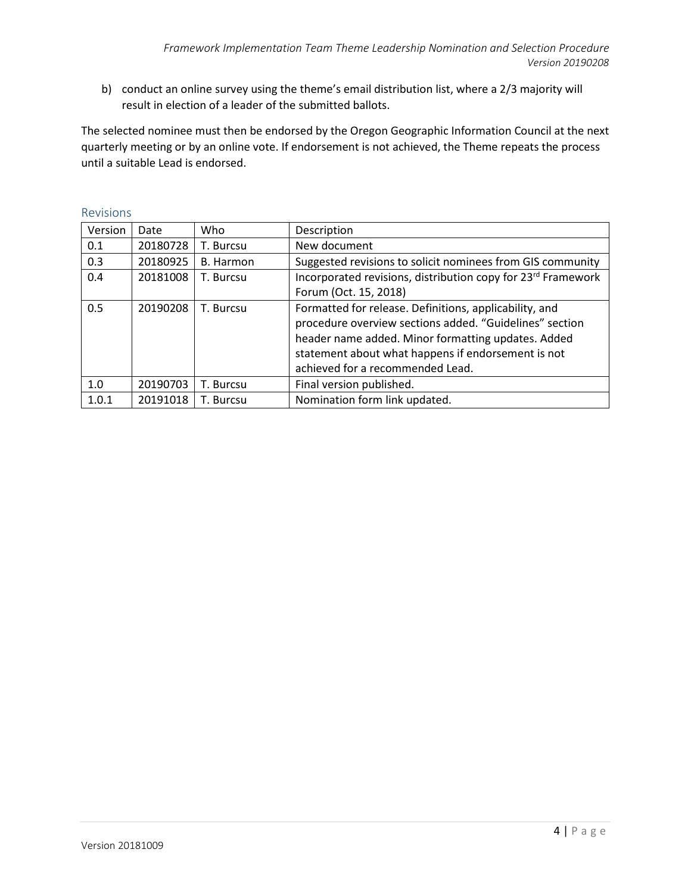b) conduct an online survey using the theme's email distribution list, where a 2/3 majority will result in election of a leader of the submitted ballots.

The selected nominee must then be endorsed by the Oregon Geographic Information Council at the next quarterly meeting or by an online vote. If endorsement is not achieved, the Theme repeats the process until a suitable Lead is endorsed.

## Revisions

| Version | Date | Who | Description |
|---|---|---|---|
| 0.1 | 20180728 | T. Burcsu | New document |
| 0.3 | 20180925 | B. Harmon | Suggested revisions to solicit nominees from GIS community |
| 0.4 | 20181008 | T. Burcsu | Incorporated revisions, distribution copy for 23rd Framework Forum (Oct. 15, 2018) |
| 0.5 | 20190208 | T. Burcsu | Formatted for release. Definitions, applicability, and procedure overview sections added. "Guidelines" section header name added. Minor formatting updates. Added statement about what happens if endorsement is not achieved for a recommended Lead. |
| 1.0 | 20190703 | T. Burcsu | Final version published. |
| 1.0.1 | 20191018 | T. Burcsu | Nomination form link updated. |